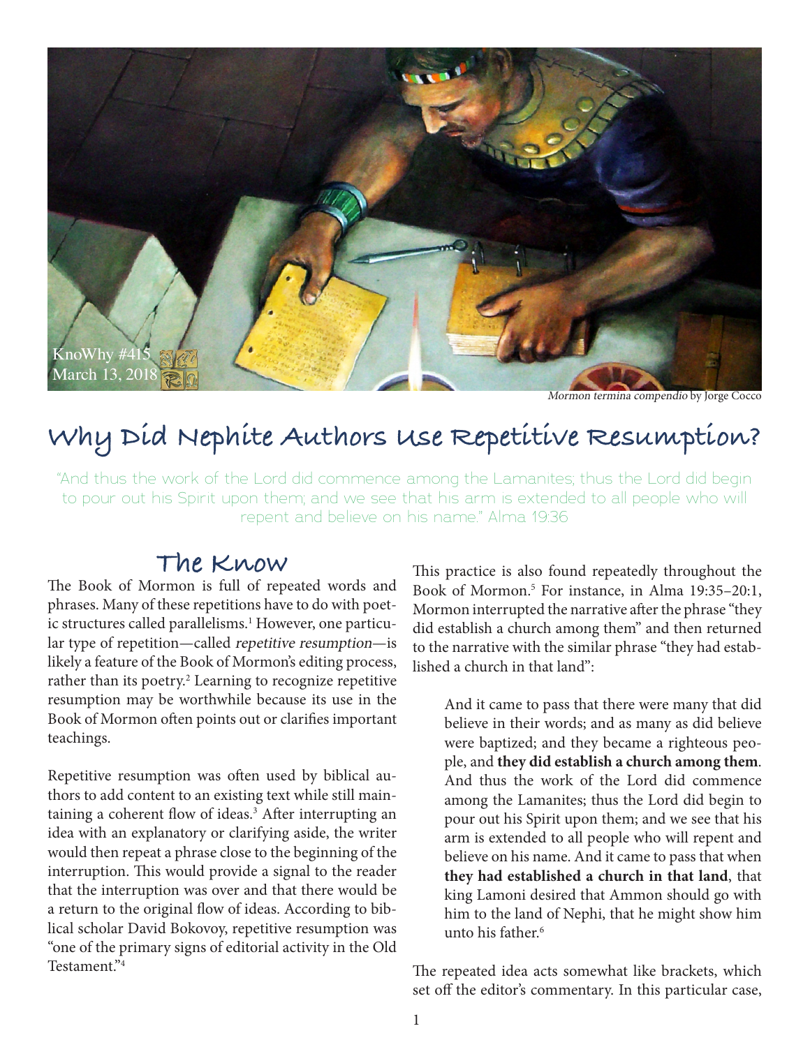KnoWhy #415
March 13, 2018

*Mormon termina compendio* by Jorge Cocco

# Why Did Nephite Authors Use Repetitive Resumption?

"And thus the work of the Lord did commence among the Lamanites; thus the Lord did begin to pour out his Spirit upon them; and we see that his arm is extended to all people who will repent and believe on his name." Alma 19:36

## The Know

The Book of Mormon is full of repeated words and phrases. Many of these repetitions have to do with poetic structures called parallelisms.[1] However, one particular type of repetition—called *repetitive resumption*—is likely a feature of the Book of Mormon's editing process, rather than its poetry.[2] Learning to recognize repetitive resumption may be worthwhile because its use in the Book of Mormon often points out or clarifies important teachings.

Repetitive resumption was often used by biblical authors to add content to an existing text while still maintaining a coherent flow of ideas.[3] After interrupting an idea with an explanatory or clarifying aside, the writer would then repeat a phrase close to the beginning of the interruption. This would provide a signal to the reader that the interruption was over and that there would be a return to the original flow of ideas. According to biblical scholar David Bokovoy, repetitive resumption was "one of the primary signs of editorial activity in the Old Testament."[4]

This practice is also found repeatedly throughout the Book of Mormon.[5] For instance, in Alma 19:35–20:1, Mormon interrupted the narrative after the phrase "they did establish a church among them" and then returned to the narrative with the similar phrase "they had established a church in that land":

> And it came to pass that there were many that did believe in their words; and as many as did believe were baptized; and they became a righteous people, and **they did establish a church among them**. And thus the work of the Lord did commence among the Lamanites; thus the Lord did begin to pour out his Spirit upon them; and we see that his arm is extended to all people who will repent and believe on his name. And it came to pass that when **they had established a church in that land**, that king Lamoni desired that Ammon should go with him to the land of Nephi, that he might show him unto his father.[6]

The repeated idea acts somewhat like brackets, which set off the editor's commentary. In this particular case,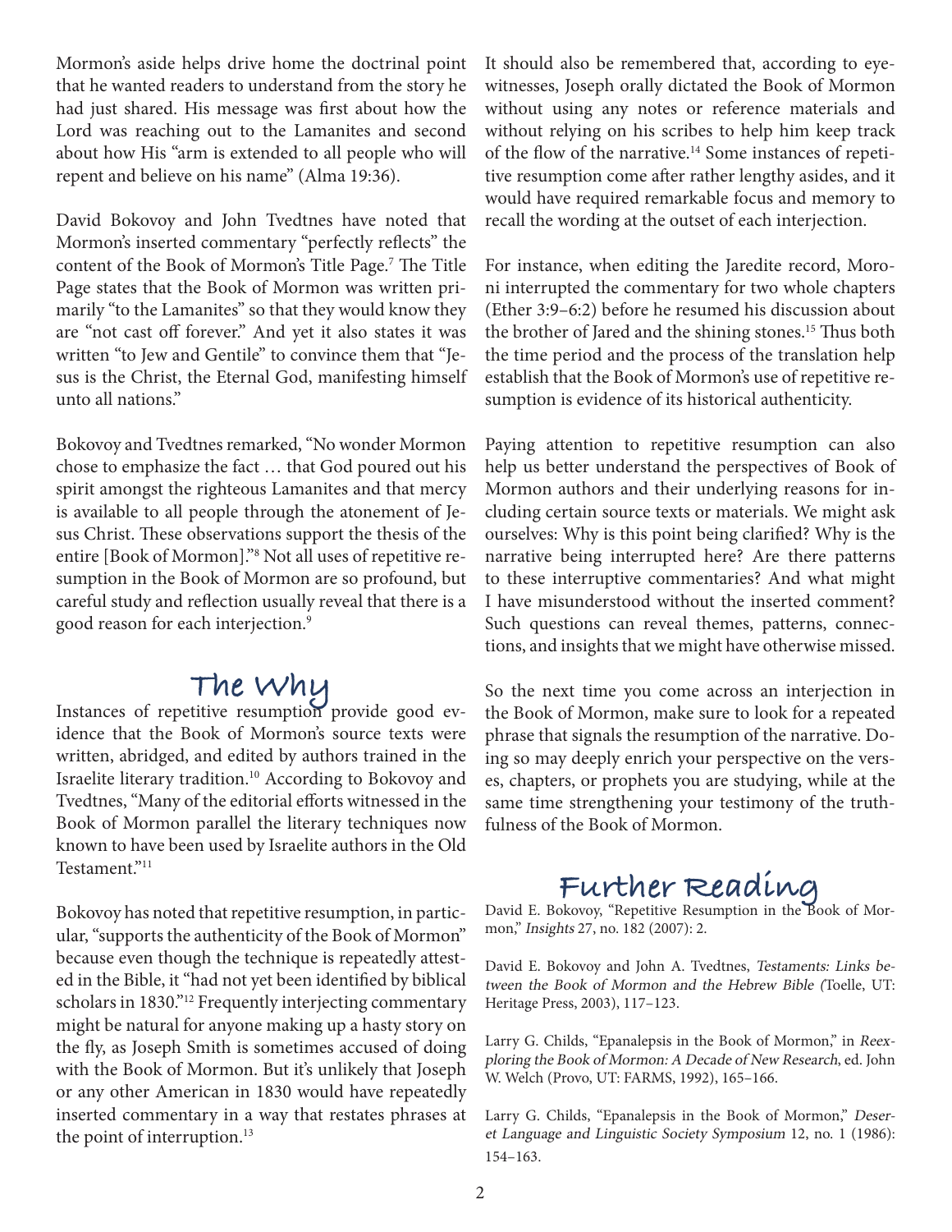Mormon's aside helps drive home the doctrinal point that he wanted readers to understand from the story he had just shared. His message was first about how the Lord was reaching out to the Lamanites and second about how His "arm is extended to all people who will repent and believe on his name" (Alma 19:36).

David Bokovoy and John Tvedtnes have noted that Mormon's inserted commentary "perfectly reflects" the content of the Book of Mormon's Title Page.[7] The Title Page states that the Book of Mormon was written primarily "to the Lamanites" so that they would know they are "not cast off forever." And yet it also states it was written "to Jew and Gentile" to convince them that "Jesus is the Christ, the Eternal God, manifesting himself unto all nations."

Bokovoy and Tvedtnes remarked, "No wonder Mormon chose to emphasize the fact … that God poured out his spirit amongst the righteous Lamanites and that mercy is available to all people through the atonement of Jesus Christ. These observations support the thesis of the entire [Book of Mormon]."[8] Not all uses of repetitive resumption in the Book of Mormon are so profound, but careful study and reflection usually reveal that there is a good reason for each interjection.[9]

## The Why

Instances of repetitive resumption provide good evidence that the Book of Mormon's source texts were written, abridged, and edited by authors trained in the Israelite literary tradition.[10] According to Bokovoy and Tvedtnes, "Many of the editorial efforts witnessed in the Book of Mormon parallel the literary techniques now known to have been used by Israelite authors in the Old Testament."[11]

Bokovoy has noted that repetitive resumption, in particular, "supports the authenticity of the Book of Mormon" because even though the technique is repeatedly attested in the Bible, it "had not yet been identified by biblical scholars in 1830."[12] Frequently interjecting commentary might be natural for anyone making up a hasty story on the fly, as Joseph Smith is sometimes accused of doing with the Book of Mormon. But it's unlikely that Joseph or any other American in 1830 would have repeatedly inserted commentary in a way that restates phrases at the point of interruption.[13]

It should also be remembered that, according to eyewitnesses, Joseph orally dictated the Book of Mormon without using any notes or reference materials and without relying on his scribes to help him keep track of the flow of the narrative.[14] Some instances of repetitive resumption come after rather lengthy asides, and it would have required remarkable focus and memory to recall the wording at the outset of each interjection.

For instance, when editing the Jaredite record, Moroni interrupted the commentary for two whole chapters (Ether 3:9–6:2) before he resumed his discussion about the brother of Jared and the shining stones.[15] Thus both the time period and the process of the translation help establish that the Book of Mormon's use of repetitive resumption is evidence of its historical authenticity.

Paying attention to repetitive resumption can also help us better understand the perspectives of Book of Mormon authors and their underlying reasons for including certain source texts or materials. We might ask ourselves: Why is this point being clarified? Why is the narrative being interrupted here? Are there patterns to these interruptive commentaries? And what might I have misunderstood without the inserted comment? Such questions can reveal themes, patterns, connections, and insights that we might have otherwise missed.

So the next time you come across an interjection in the Book of Mormon, make sure to look for a repeated phrase that signals the resumption of the narrative. Doing so may deeply enrich your perspective on the verses, chapters, or prophets you are studying, while at the same time strengthening your testimony of the truthfulness of the Book of Mormon.

## Further Reading

David E. Bokovoy, "Repetitive Resumption in the Book of Mormon," *Insights* 27, no. 182 (2007): 2.

David E. Bokovoy and John A. Tvedtnes, *Testaments: Links between the Book of Mormon and the Hebrew Bible* (Tooele, UT: Heritage Press, 2003), 117–123.

Larry G. Childs, "Epanalepsis in the Book of Mormon," in *Reexploring the Book of Mormon: A Decade of New Research*, ed. John W. Welch (Provo, UT: FARMS, 1992), 165–166.

Larry G. Childs, "Epanalepsis in the Book of Mormon," *Deseret Language and Linguistic Society Symposium* 12, no. 1 (1986): 154–163.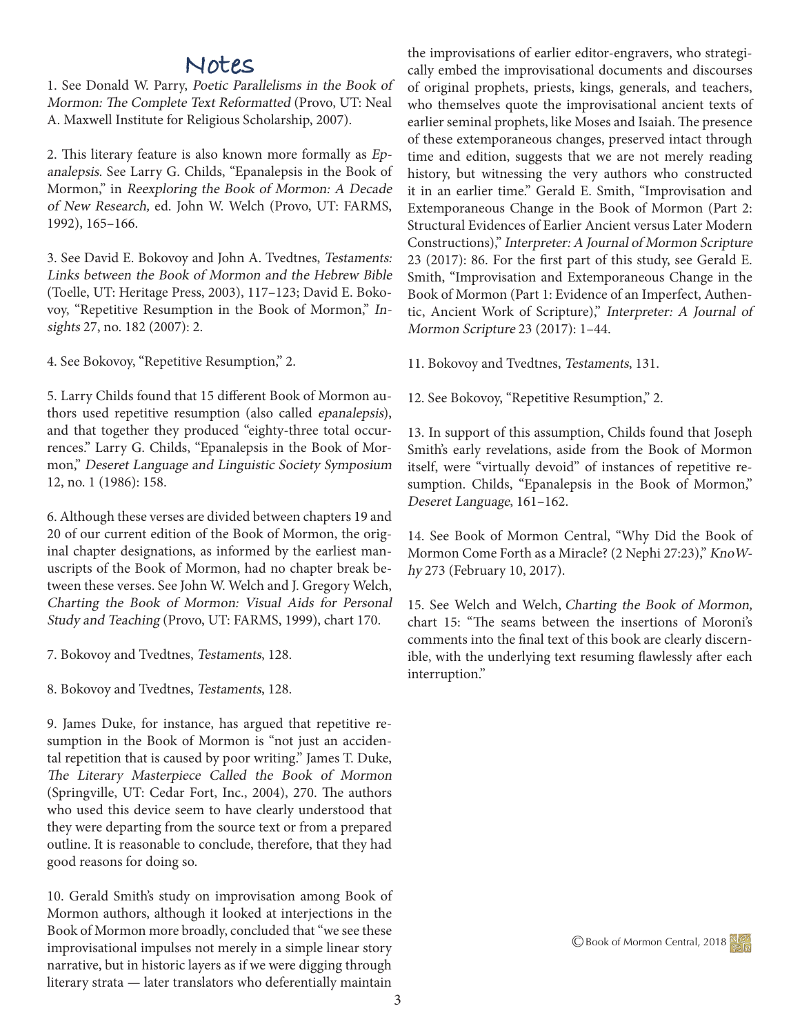# Notes

1. See Donald W. Parry, *Poetic Parallelisms in the Book of Mormon: The Complete Text Reformatted* (Provo, UT: Neal A. Maxwell Institute for Religious Scholarship, 2007).

2. This literary feature is also known more formally as *Epanalepsis*. See Larry G. Childs, "Epanalepsis in the Book of Mormon," in *Reexploring the Book of Mormon: A Decade of New Research,* ed. John W. Welch (Provo, UT: FARMS, 1992), 165–166.

3. See David E. Bokovoy and John A. Tvedtnes, *Testaments: Links between the Book of Mormon and the Hebrew Bible* (Toelle, UT: Heritage Press, 2003), 117–123; David E. Bokovoy, "Repetitive Resumption in the Book of Mormon," *Insights* 27, no. 182 (2007): 2.

4. See Bokovoy, "Repetitive Resumption," 2.

5. Larry Childs found that 15 different Book of Mormon authors used repetitive resumption (also called *epanalepsis*), and that together they produced "eighty-three total occurrences." Larry G. Childs, "Epanalepsis in the Book of Mormon," *Deseret Language and Linguistic Society Symposium* 12, no. 1 (1986): 158.

6. Although these verses are divided between chapters 19 and 20 of our current edition of the Book of Mormon, the original chapter designations, as informed by the earliest manuscripts of the Book of Mormon, had no chapter break between these verses. See John W. Welch and J. Gregory Welch, *Charting the Book of Mormon: Visual Aids for Personal Study and Teaching* (Provo, UT: FARMS, 1999), chart 170.

7. Bokovoy and Tvedtnes, *Testaments*, 128.

8. Bokovoy and Tvedtnes, *Testaments*, 128.

9. James Duke, for instance, has argued that repetitive resumption in the Book of Mormon is "not just an accidental repetition that is caused by poor writing." James T. Duke, *The Literary Masterpiece Called the Book of Mormon* (Springville, UT: Cedar Fort, Inc., 2004), 270. The authors who used this device seem to have clearly understood that they were departing from the source text or from a prepared outline. It is reasonable to conclude, therefore, that they had good reasons for doing so.

10. Gerald Smith's study on improvisation among Book of Mormon authors, although it looked at interjections in the Book of Mormon more broadly, concluded that "we see these improvisational impulses not merely in a simple linear story narrative, but in historic layers as if we were digging through literary strata — later translators who deferentially maintain the improvisations of earlier editor-engravers, who strategically embed the improvisational documents and discourses of original prophets, priests, kings, generals, and teachers, who themselves quote the improvisational ancient texts of earlier seminal prophets, like Moses and Isaiah. The presence of these extemporaneous changes, preserved intact through time and edition, suggests that we are not merely reading history, but witnessing the very authors who constructed it in an earlier time." Gerald E. Smith, "Improvisation and Extemporaneous Change in the Book of Mormon (Part 2: Structural Evidences of Earlier Ancient versus Later Modern Constructions)," *Interpreter: A Journal of Mormon Scripture* 23 (2017): 86. For the first part of this study, see Gerald E. Smith, "Improvisation and Extemporaneous Change in the Book of Mormon (Part 1: Evidence of an Imperfect, Authentic, Ancient Work of Scripture)," *Interpreter: A Journal of Mormon Scripture* 23 (2017): 1–44.

11. Bokovoy and Tvedtnes, *Testaments*, 131.

12. See Bokovoy, "Repetitive Resumption," 2.

13. In support of this assumption, Childs found that Joseph Smith's early revelations, aside from the Book of Mormon itself, were "virtually devoid" of instances of repetitive resumption. Childs, "Epanalepsis in the Book of Mormon," *Deseret Language*, 161–162.

14. See Book of Mormon Central, "Why Did the Book of Mormon Come Forth as a Miracle? (2 Nephi 27:23)," *KnoWhy* 273 (February 10, 2017).

15. See Welch and Welch, *Charting the Book of Mormon,* chart 15: "The seams between the insertions of Moroni's comments into the final text of this book are clearly discernible, with the underlying text resuming flawlessly after each interruption."

© Book of Mormon Central, 2018